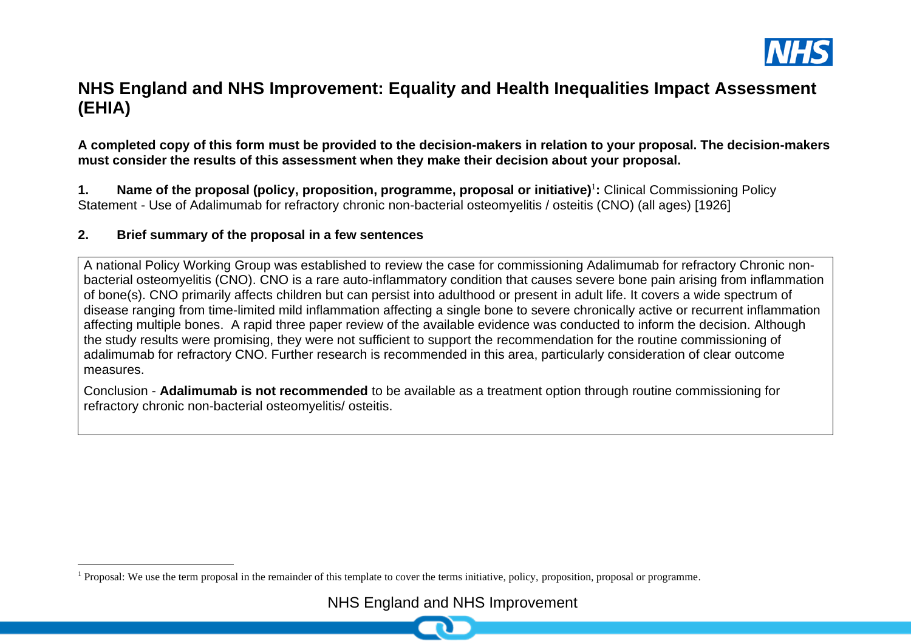# NHS England and NHS Improvement: Equality and Health Inequalities Impact Assessment (EHIA)

**A completed copy of this form must be provided to the decision-makers in relation to your proposal. The decision-makers must consider the results of this assessment when they make their decision about your proposal.**

**1. Name of the proposal (policy, proposition, programme, proposal or initiative)[1]:** Clinical Commissioning Policy Statement - Use of Adalimumab for refractory chronic non-bacterial osteomyelitis / osteitis (CNO) (all ages) [1926]

**2. Brief summary of the proposal in a few sentences**

A national Policy Working Group was established to review the case for commissioning Adalimumab for refractory Chronic non-bacterial osteomyelitis (CNO). CNO is a rare auto-inflammatory condition that causes severe bone pain arising from inflammation of bone(s). CNO primarily affects children but can persist into adulthood or present in adult life. It covers a wide spectrum of disease ranging from time-limited mild inflammation affecting a single bone to severe chronically active or recurrent inflammation affecting multiple bones. A rapid three paper review of the available evidence was conducted to inform the decision. Although the study results were promising, they were not sufficient to support the recommendation for the routine commissioning of adalimumab for refractory CNO. Further research is recommended in this area, particularly consideration of clear outcome measures.

Conclusion - **Adalimumab is not recommended** to be available as a treatment option through routine commissioning for refractory chronic non-bacterial osteomyelitis/ osteitis.

[1] Proposal: We use the term proposal in the remainder of this template to cover the terms initiative, policy, proposition, proposal or programme.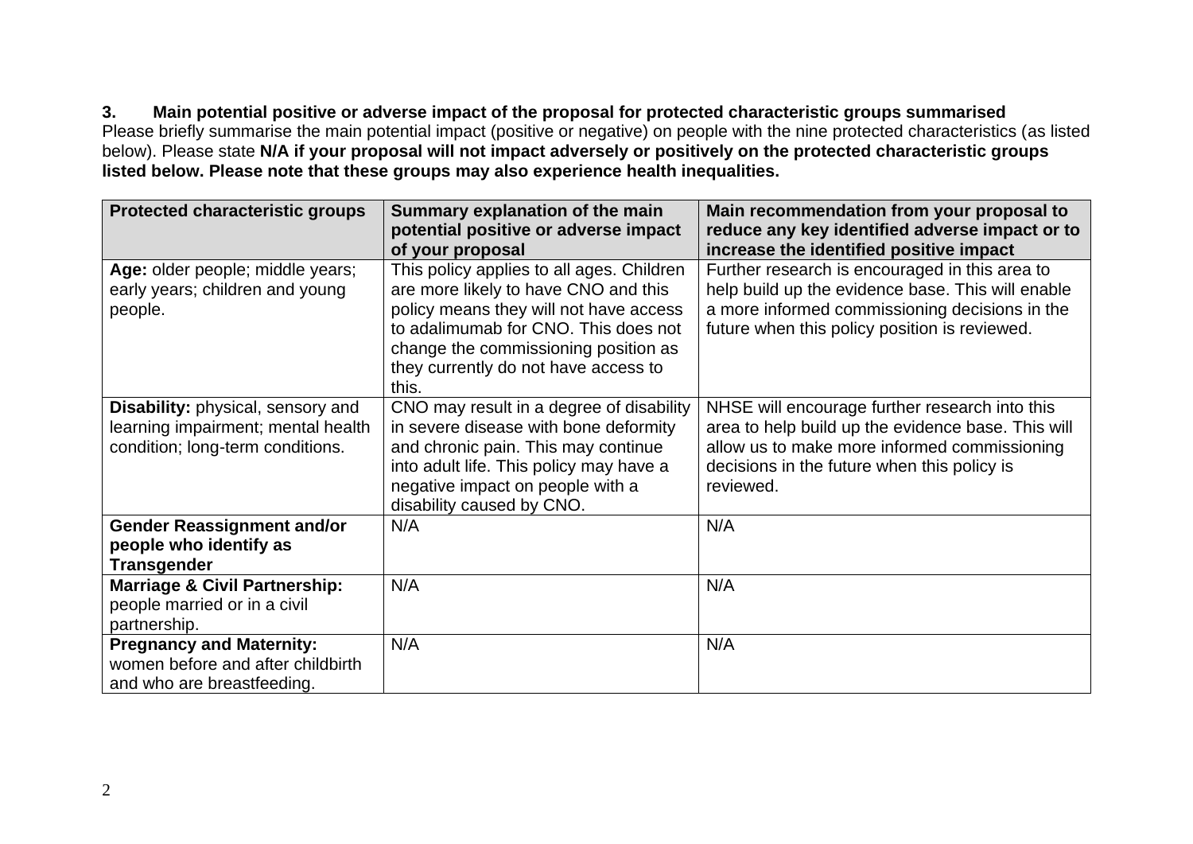### 3. Main potential positive or adverse impact of the proposal for protected characteristic groups summarised

Please briefly summarise the main potential impact (positive or negative) on people with the nine protected characteristics (as listed below). Please state **N/A if your proposal will not impact adversely or positively on the protected characteristic groups listed below. Please note that these groups may also experience health inequalities.**

| Protected characteristic groups | Summary explanation of the main potential positive or adverse impact of your proposal | Main recommendation from your proposal to reduce any key identified adverse impact or to increase the identified positive impact |
| --- | --- | --- |
| **Age:** older people; middle years; early years; children and young people. | This policy applies to all ages. Children are more likely to have CNO and this policy means they will not have access to adalimumab for CNO. This does not change the commissioning position as they currently do not have access to this. | Further research is encouraged in this area to help build up the evidence base. This will enable a more informed commissioning decisions in the future when this policy position is reviewed. |
| **Disability:** physical, sensory and learning impairment; mental health condition; long-term conditions. | CNO may result in a degree of disability in severe disease with bone deformity and chronic pain. This may continue into adult life. This policy may have a negative impact on people with a disability caused by CNO. | NHSE will encourage further research into this area to help build up the evidence base. This will allow us to make more informed commissioning decisions in the future when this policy is reviewed. |
| **Gender Reassignment and/or people who identify as Transgender** | N/A | N/A |
| **Marriage & Civil Partnership:** people married or in a civil partnership. | N/A | N/A |
| **Pregnancy and Maternity:** women before and after childbirth and who are breastfeeding. | N/A | N/A |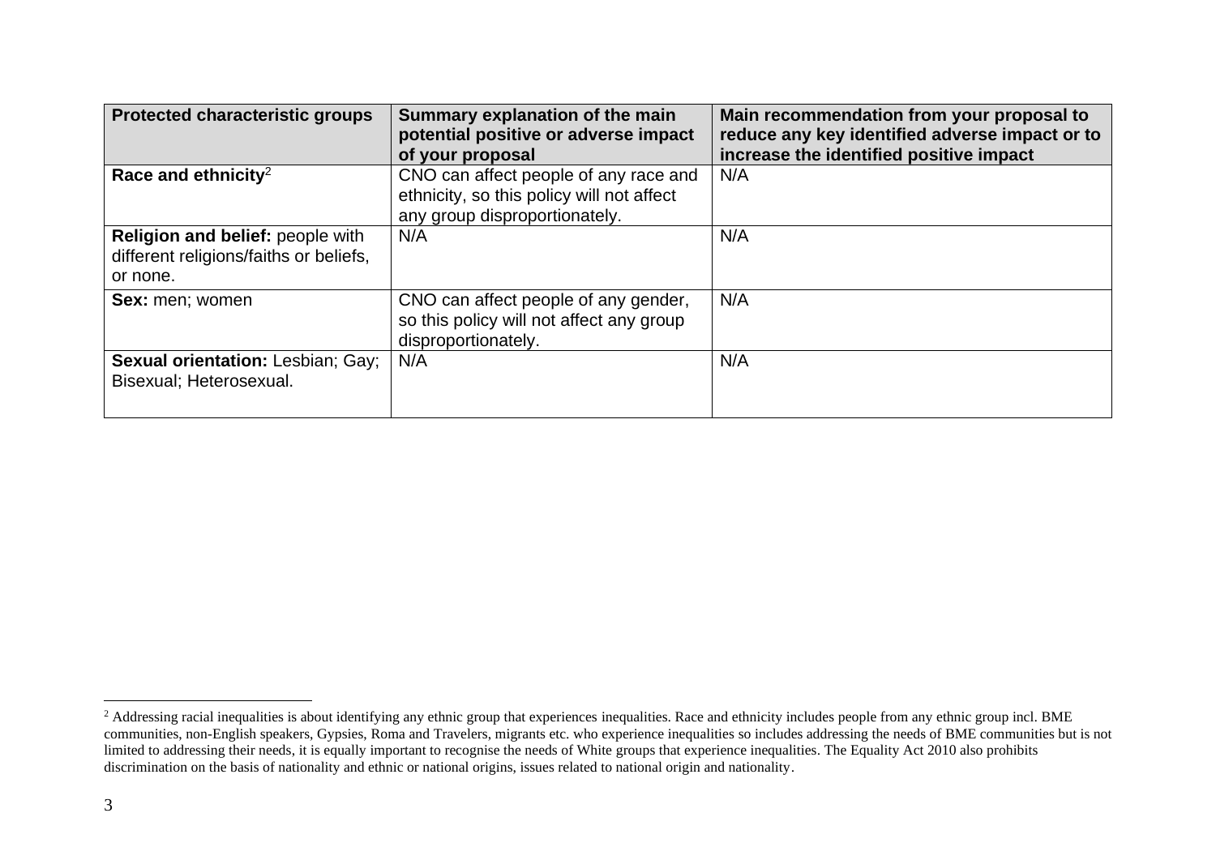| Protected characteristic groups | Summary explanation of the main potential positive or adverse impact of your proposal | Main recommendation from your proposal to reduce any key identified adverse impact or to increase the identified positive impact |
|---|---|---|
| **Race and ethnicity**[2] | CNO can affect people of any race and ethnicity, so this policy will not affect any group disproportionately. | N/A |
| **Religion and belief:** people with different religions/faiths or beliefs, or none. | N/A | N/A |
| **Sex:** men; women | CNO can affect people of any gender, so this policy will not affect any group disproportionately. | N/A |
| **Sexual orientation:** Lesbian; Gay; Bisexual; Heterosexual. | N/A | N/A |

[2] Addressing racial inequalities is about identifying any ethnic group that experiences inequalities. Race and ethnicity includes people from any ethnic group incl. BME communities, non-English speakers, Gypsies, Roma and Travelers, migrants etc. who experience inequalities so includes addressing the needs of BME communities but is not limited to addressing their needs, it is equally important to recognise the needs of White groups that experience inequalities. The Equality Act 2010 also prohibits discrimination on the basis of nationality and ethnic or national origins, issues related to national origin and nationality.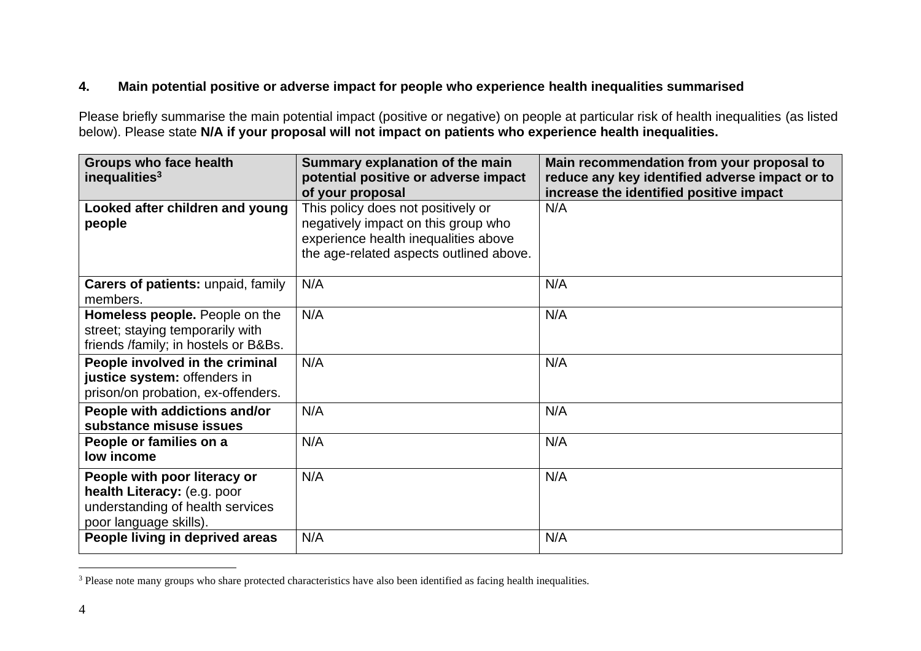## 4. Main potential positive or adverse impact for people who experience health inequalities summarised

Please briefly summarise the main potential impact (positive or negative) on people at particular risk of health inequalities (as listed below). Please state **N/A if your proposal will not impact on patients who experience health inequalities.**

| Groups who face health inequalities[3] | Summary explanation of the main potential positive or adverse impact of your proposal | Main recommendation from your proposal to reduce any key identified adverse impact or to increase the identified positive impact |
|---|---|---|
| **Looked after children and young people** | This policy does not positively or negatively impact on this group who experience health inequalities above the age-related aspects outlined above. | N/A |
| **Carers of patients:** unpaid, family members. | N/A | N/A |
| **Homeless people.** People on the street; staying temporarily with friends /family; in hostels or B&Bs. | N/A | N/A |
| **People involved in the criminal justice system:** offenders in prison/on probation, ex-offenders. | N/A | N/A |
| **People with addictions and/or substance misuse issues** | N/A | N/A |
| **People or families on a low income** | N/A | N/A |
| **People with poor literacy or health Literacy:** (e.g. poor understanding of health services poor language skills). | N/A | N/A |
| **People living in deprived areas** | N/A | N/A |

[3] Please note many groups who share protected characteristics have also been identified as facing health inequalities.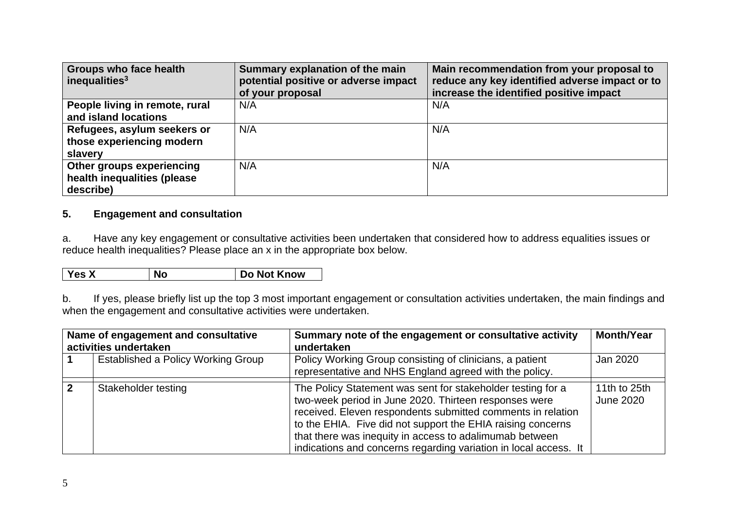| Groups who face health inequalities[3] | Summary explanation of the main potential positive or adverse impact of your proposal | Main recommendation from your proposal to reduce any key identified adverse impact or to increase the identified positive impact |
|---|---|---|
| **People living in remote, rural and island locations** | N/A | N/A |
| **Refugees, asylum seekers or those experiencing modern slavery** | N/A | N/A |
| **Other groups experiencing health inequalities (please describe)** | N/A | N/A |

**5. Engagement and consultation**

a. Have any key engagement or consultative activities been undertaken that considered how to address equalities issues or reduce health inequalities? Please place an x in the appropriate box below.

| Yes X | No | Do Not Know |
|---|---|---|

b. If yes, please briefly list up the top 3 most important engagement or consultation activities undertaken, the main findings and when the engagement and consultative activities were undertaken.

| Name of engagement and consultative activities undertaken | | Summary note of the engagement or consultative activity undertaken | Month/Year |
|---|---|---|---|
| **1** | Established a Policy Working Group | Policy Working Group consisting of clinicians, a patient representative and NHS England agreed with the policy. | Jan 2020 |
| **2** | Stakeholder testing | The Policy Statement was sent for stakeholder testing for a two-week period in June 2020. Thirteen responses were received. Eleven respondents submitted comments in relation to the EHIA. Five did not support the EHIA raising concerns that there was inequity in access to adalimumab between indications and concerns regarding variation in local access. It | 11th to 25th June 2020 |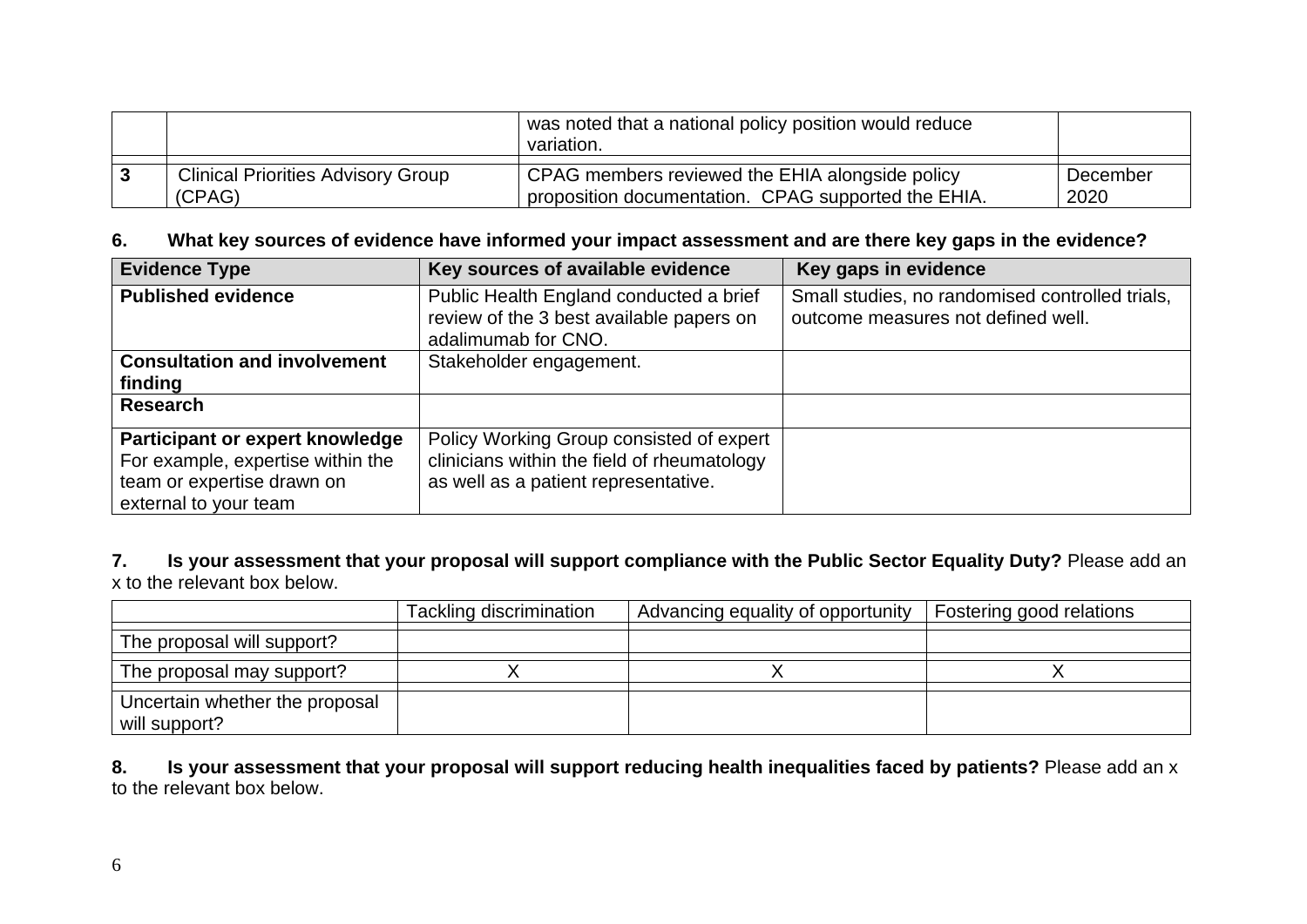| | | was noted that a national policy position would reduce variation. | |
|---|---|---|---|
| **3** | Clinical Priorities Advisory Group (CPAG) | CPAG members reviewed the EHIA alongside policy proposition documentation. CPAG supported the EHIA. | December 2020 |

**6. What key sources of evidence have informed your impact assessment and are there key gaps in the evidence?**

| Evidence Type | Key sources of available evidence | Key gaps in evidence |
|---|---|---|
| **Published evidence** | Public Health England conducted a brief review of the 3 best available papers on adalimumab for CNO. | Small studies, no randomised controlled trials, outcome measures not defined well. |
| **Consultation and involvement finding** | Stakeholder engagement. | |
| **Research** | | |
| **Participant or expert knowledge** For example, expertise within the team or expertise drawn on external to your team | Policy Working Group consisted of expert clinicians within the field of rheumatology as well as a patient representative. | |

**7. Is your assessment that your proposal will support compliance with the Public Sector Equality Duty?** Please add an x to the relevant box below.

| | Tackling discrimination | Advancing equality of opportunity | Fostering good relations |
|---|---|---|---|
| The proposal will support? | | | |
| The proposal may support? | X | X | X |
| Uncertain whether the proposal will support? | | | |

**8. Is your assessment that your proposal will support reducing health inequalities faced by patients?** Please add an x to the relevant box below.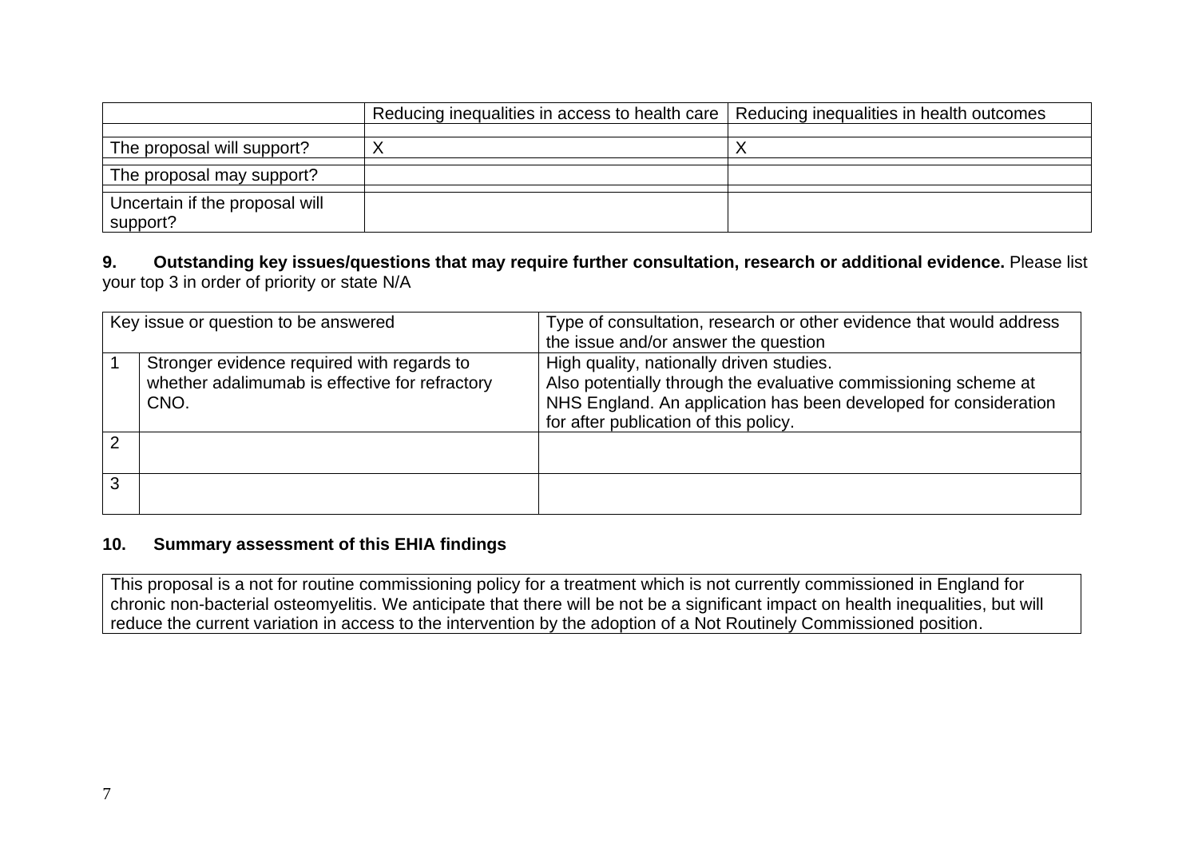| | Reducing inequalities in access to health care | Reducing inequalities in health outcomes |
|---|---|---|
| | | |
| The proposal will support? | X | X |
| The proposal may support? | | |
| Uncertain if the proposal will support? | | |

**9. Outstanding key issues/questions that may require further consultation, research or additional evidence.** Please list your top 3 in order of priority or state N/A

| Key issue or question to be answered | | Type of consultation, research or other evidence that would address the issue and/or answer the question |
|---|---|---|
| 1 | Stronger evidence required with regards to whether adalimumab is effective for refractory CNO. | High quality, nationally driven studies. Also potentially through the evaluative commissioning scheme at NHS England. An application has been developed for consideration for after publication of this policy. |
| 2 | | |
| 3 | | |

**10. Summary assessment of this EHIA findings**

This proposal is a not for routine commissioning policy for a treatment which is not currently commissioned in England for chronic non-bacterial osteomyelitis. We anticipate that there will be not be a significant impact on health inequalities, but will reduce the current variation in access to the intervention by the adoption of a Not Routinely Commissioned position.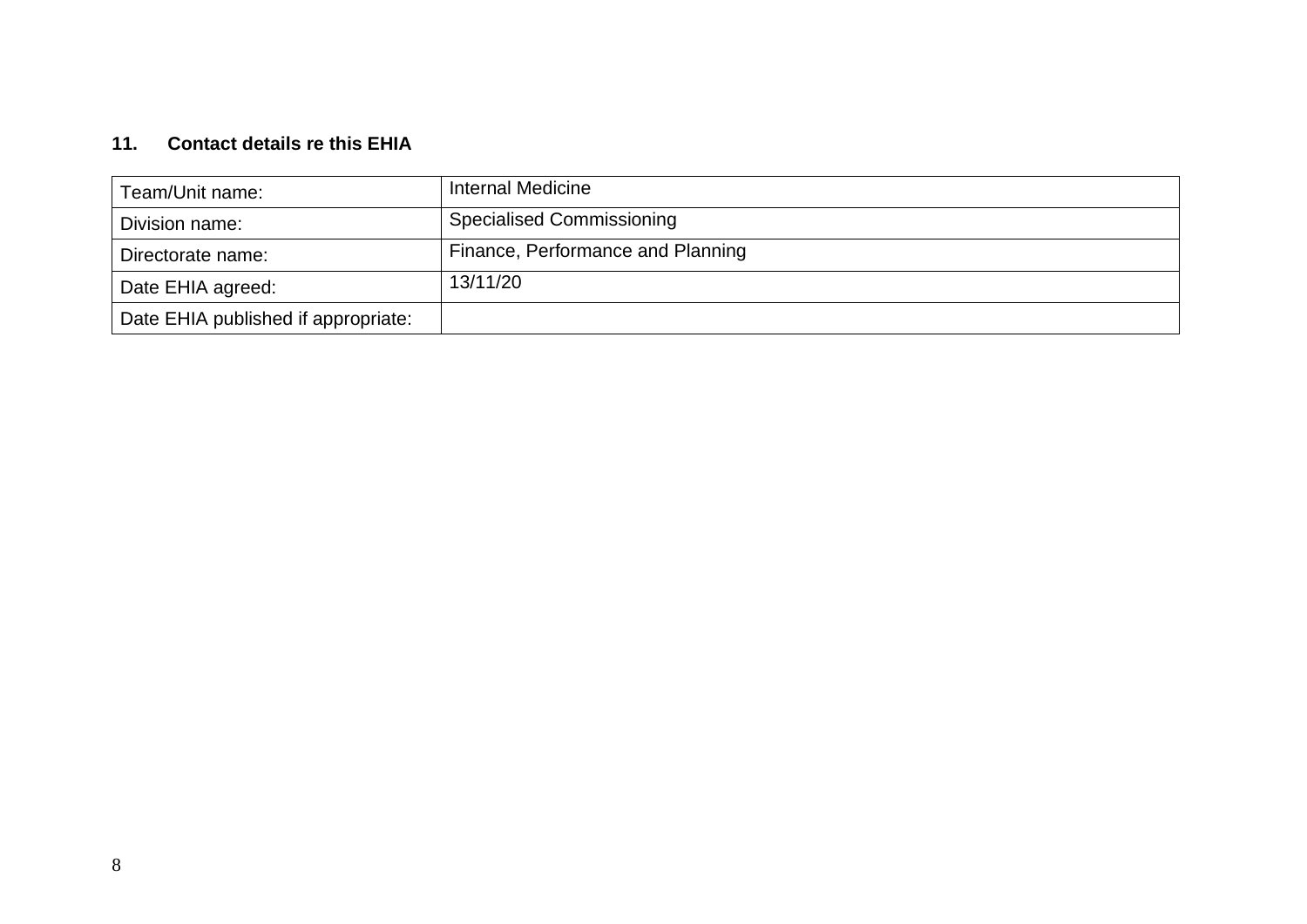## 11. Contact details re this EHIA

| | |
|---|---|
| Team/Unit name: | Internal Medicine |
| Division name: | Specialised Commissioning |
| Directorate name: | Finance, Performance and Planning |
| Date EHIA agreed: | 13/11/20 |
| Date EHIA published if appropriate: | |